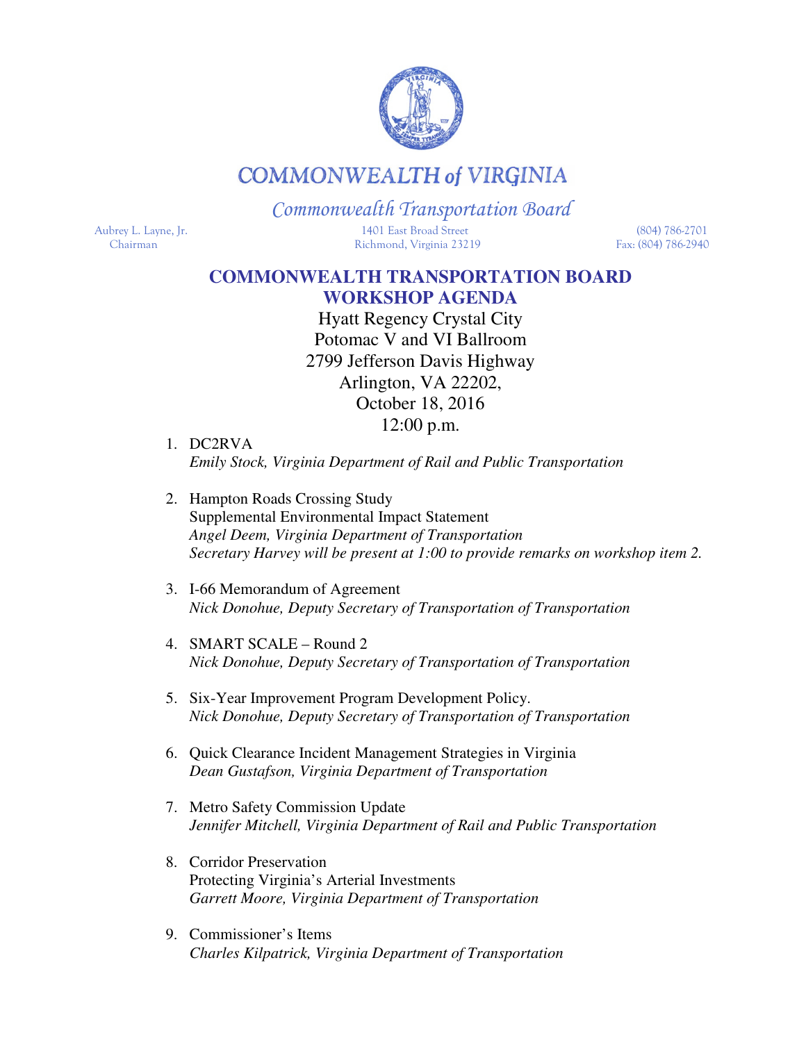# COMMONWEALTH of VIRGINIA

## Commonwealth Transportation Board

Aubrey L. Layne, Jr.
Chairman

1401 East Broad Street
Richmond, Virginia 23219

(804) 786-2701
Fax: (804) 786-2940

## COMMONWEALTH TRANSPORTATION BOARD
## WORKSHOP AGENDA

Hyatt Regency Crystal City
Potomac V and VI Ballroom
2799 Jefferson Davis Highway
Arlington, VA 22202,
October 18, 2016
12:00 p.m.

1. DC2RVA
   *Emily Stock, Virginia Department of Rail and Public Transportation*

2. Hampton Roads Crossing Study
   Supplemental Environmental Impact Statement
   *Angel Deem, Virginia Department of Transportation*
   *Secretary Harvey will be present at 1:00 to provide remarks on workshop item 2.*

3. I-66 Memorandum of Agreement
   *Nick Donohue, Deputy Secretary of Transportation of Transportation*

4. SMART SCALE – Round 2
   *Nick Donohue, Deputy Secretary of Transportation of Transportation*

5. Six-Year Improvement Program Development Policy.
   *Nick Donohue, Deputy Secretary of Transportation of Transportation*

6. Quick Clearance Incident Management Strategies in Virginia
   *Dean Gustafson, Virginia Department of Transportation*

7. Metro Safety Commission Update
   *Jennifer Mitchell, Virginia Department of Rail and Public Transportation*

8. Corridor Preservation
   Protecting Virginia's Arterial Investments
   *Garrett Moore, Virginia Department of Transportation*

9. Commissioner's Items
   *Charles Kilpatrick, Virginia Department of Transportation*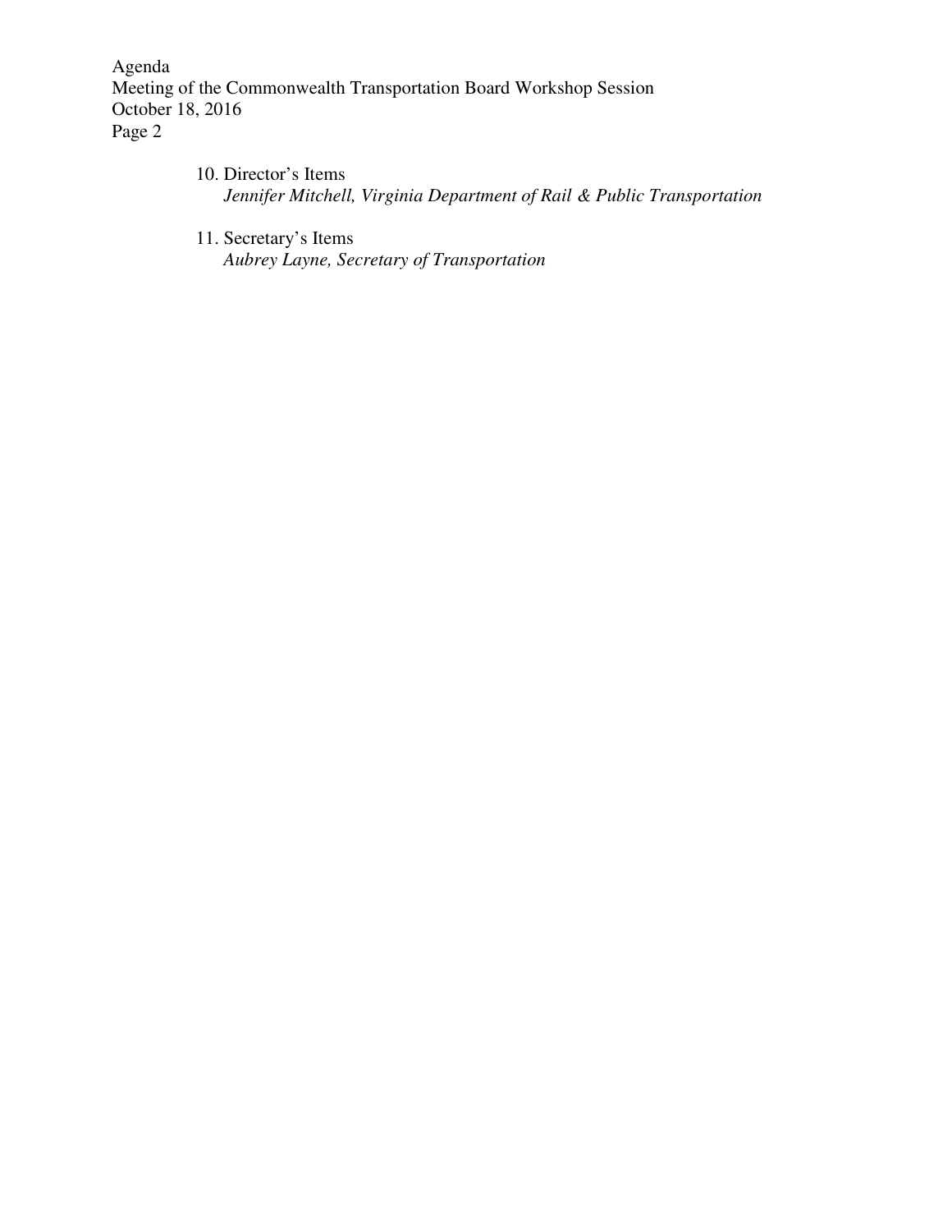10. Director's Items
    *Jennifer Mitchell, Virginia Department of Rail & Public Transportation*

11. Secretary's Items
    *Aubrey Layne, Secretary of Transportation*